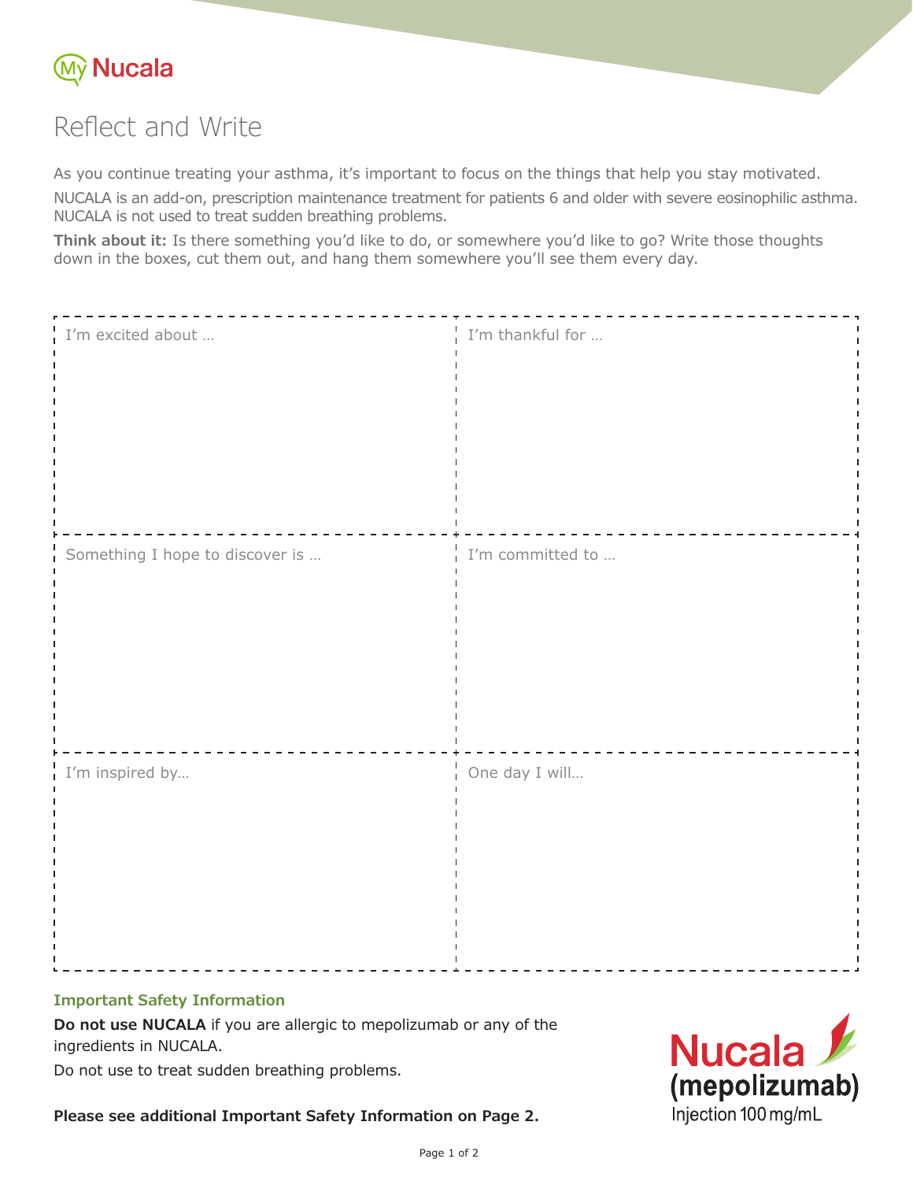MyNucala

# Reflect and Write

As you continue treating your asthma, it's important to focus on the things that help you stay motivated.

NUCALA is an add-on, prescription maintenance treatment for patients 6 and older with severe eosinophilic asthma. NUCALA is not used to treat sudden breathing problems.

**Think about it:** Is there something you'd like to do, or somewhere you'd like to go? Write those thoughts down in the boxes, cut them out, and hang them somewhere you'll see them every day.

| | |
|---|---|
| I'm excited about … | I'm thankful for … |
| Something I hope to discover is … | I'm committed to … |
| I'm inspired by… | One day I will… |

### Important Safety Information

**Do not use NUCALA** if you are allergic to mepolizumab or any of the ingredients in NUCALA.

Do not use to treat sudden breathing problems.

**Please see additional Important Safety Information on Page 2.**

Nucala (mepolizumab) Injection 100 mg/mL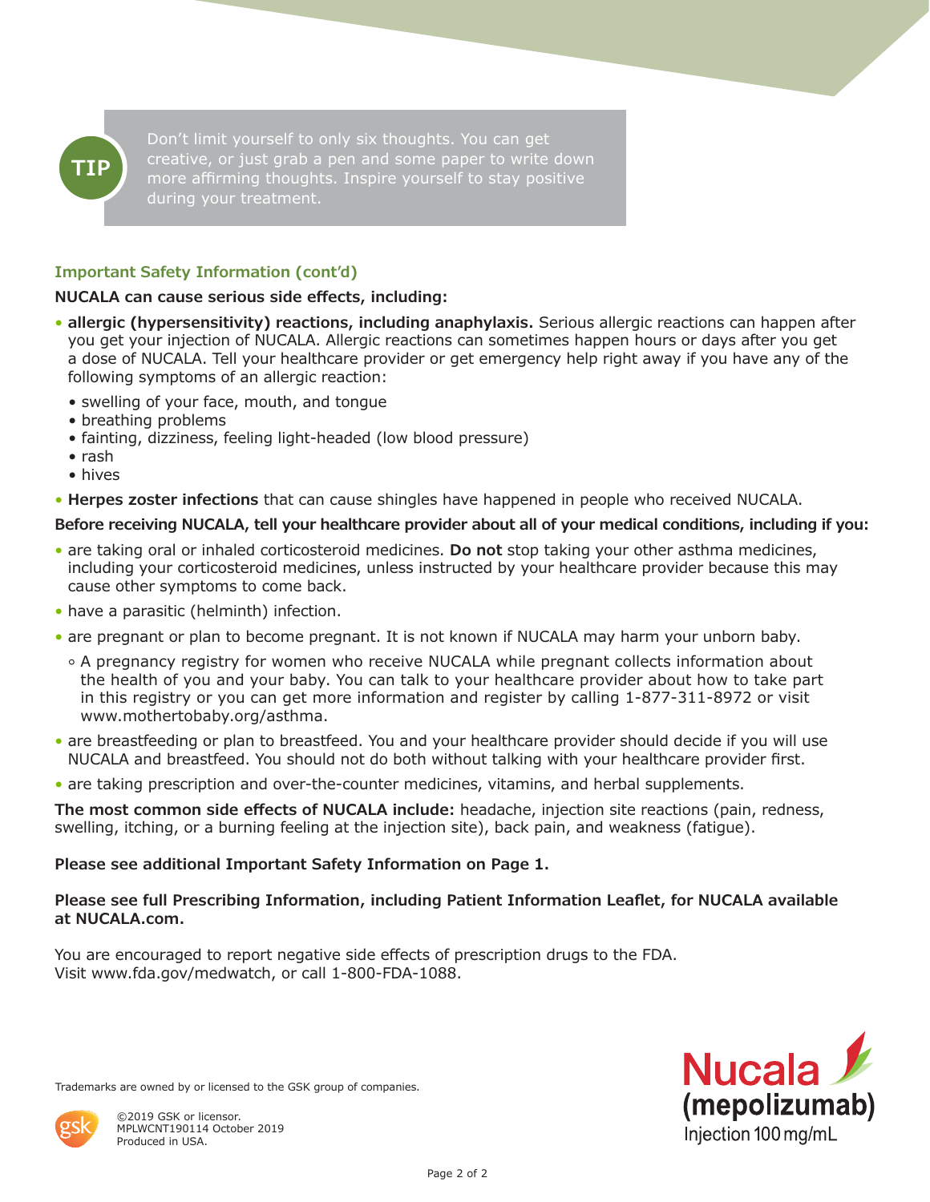**TIP**

Don't limit yourself to only six thoughts. You can get creative, or just grab a pen and some paper to write down more affirming thoughts. Inspire yourself to stay positive during your treatment.

## Important Safety Information (cont'd)

**NUCALA can cause serious side effects, including:**

- **allergic (hypersensitivity) reactions, including anaphylaxis.** Serious allergic reactions can happen after you get your injection of NUCALA. Allergic reactions can sometimes happen hours or days after you get a dose of NUCALA. Tell your healthcare provider or get emergency help right away if you have any of the following symptoms of an allergic reaction:
  - swelling of your face, mouth, and tongue
  - breathing problems
  - fainting, dizziness, feeling light-headed (low blood pressure)
  - rash
  - hives
- **Herpes zoster infections** that can cause shingles have happened in people who received NUCALA.

**Before receiving NUCALA, tell your healthcare provider about all of your medical conditions, including if you:**

- are taking oral or inhaled corticosteroid medicines. **Do not** stop taking your other asthma medicines, including your corticosteroid medicines, unless instructed by your healthcare provider because this may cause other symptoms to come back.
- have a parasitic (helminth) infection.
- are pregnant or plan to become pregnant. It is not known if NUCALA may harm your unborn baby.
  - A pregnancy registry for women who receive NUCALA while pregnant collects information about the health of you and your baby. You can talk to your healthcare provider about how to take part in this registry or you can get more information and register by calling 1-877-311-8972 or visit www.mothertobaby.org/asthma.
- are breastfeeding or plan to breastfeed. You and your healthcare provider should decide if you will use NUCALA and breastfeed. You should not do both without talking with your healthcare provider first.
- are taking prescription and over-the-counter medicines, vitamins, and herbal supplements.

**The most common side effects of NUCALA include:** headache, injection site reactions (pain, redness, swelling, itching, or a burning feeling at the injection site), back pain, and weakness (fatigue).

**Please see additional Important Safety Information on Page 1.**

**Please see full Prescribing Information, including Patient Information Leaflet, for NUCALA available at NUCALA.com.**

You are encouraged to report negative side effects of prescription drugs to the FDA.
Visit www.fda.gov/medwatch, or call 1-800-FDA-1088.

Trademarks are owned by or licensed to the GSK group of companies.

©2019 GSK or licensor.
MPLWCNT190114 October 2019
Produced in USA.

Nucala (mepolizumab) Injection 100 mg/mL